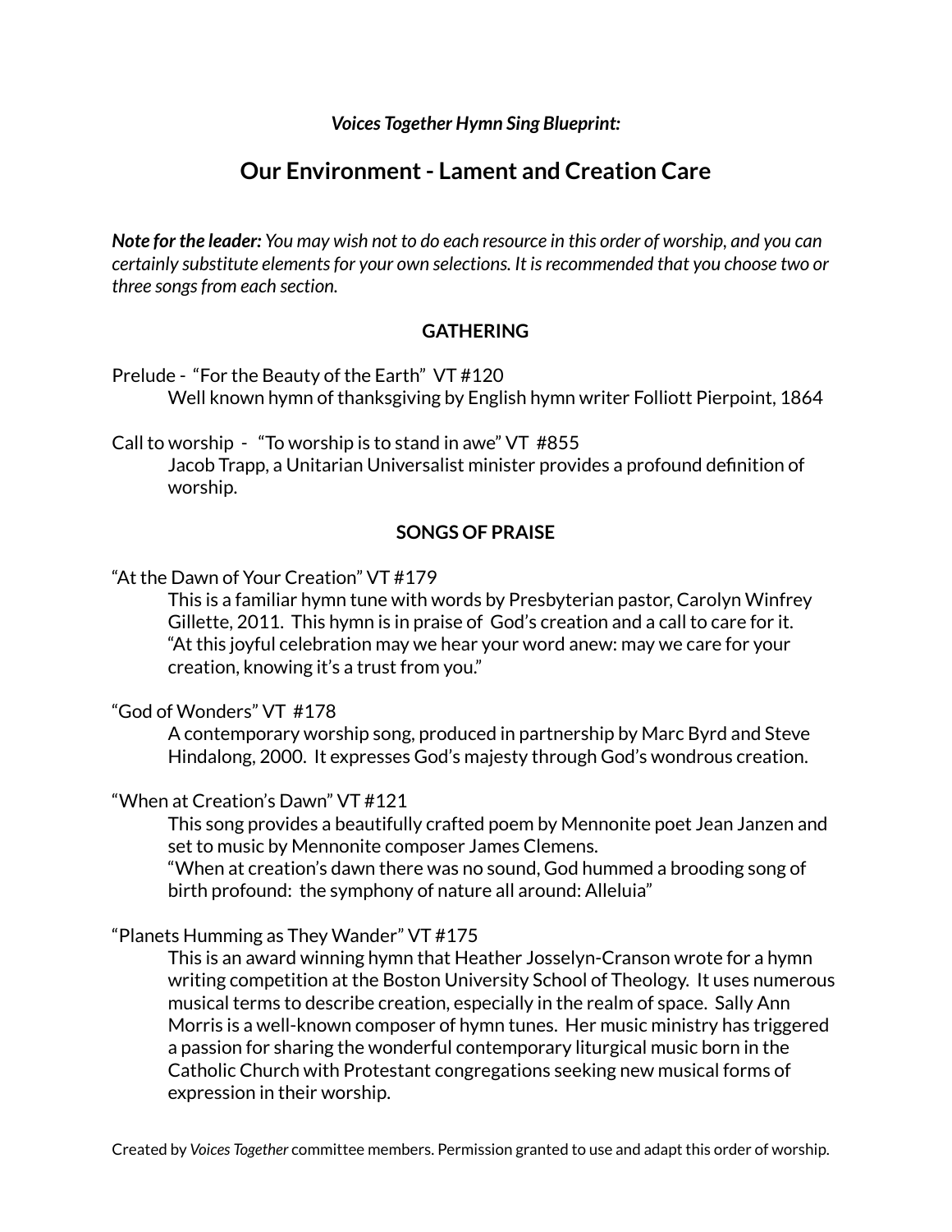***Voices Together Hymn Sing Blueprint:***

# Our Environment - Lament and Creation Care

***Note for the leader:*** *You may wish not to do each resource in this order of worship, and you can certainly substitute elements for your own selections. It is recommended that you choose two or three songs from each section.*

## GATHERING

Prelude - "For the Beauty of the Earth" VT #120

Well known hymn of thanksgiving by English hymn writer Folliott Pierpoint, 1864

Call to worship - "To worship is to stand in awe" VT #855

Jacob Trapp, a Unitarian Universalist minister provides a profound definition of worship.

## SONGS OF PRAISE

"At the Dawn of Your Creation" VT #179

This is a familiar hymn tune with words by Presbyterian pastor, Carolyn Winfrey Gillette, 2011. This hymn is in praise of God's creation and a call to care for it. "At this joyful celebration may we hear your word anew: may we care for your creation, knowing it's a trust from you."

"God of Wonders" VT #178

A contemporary worship song, produced in partnership by Marc Byrd and Steve Hindalong, 2000. It expresses God's majesty through God's wondrous creation.

"When at Creation's Dawn" VT #121

This song provides a beautifully crafted poem by Mennonite poet Jean Janzen and set to music by Mennonite composer James Clemens.
"When at creation's dawn there was no sound, God hummed a brooding song of birth profound: the symphony of nature all around: Alleluia"

"Planets Humming as They Wander" VT #175

This is an award winning hymn that Heather Josselyn-Cranson wrote for a hymn writing competition at the Boston University School of Theology. It uses numerous musical terms to describe creation, especially in the realm of space. Sally Ann Morris is a well-known composer of hymn tunes. Her music ministry has triggered a passion for sharing the wonderful contemporary liturgical music born in the Catholic Church with Protestant congregations seeking new musical forms of expression in their worship.

Created by *Voices Together* committee members. Permission granted to use and adapt this order of worship.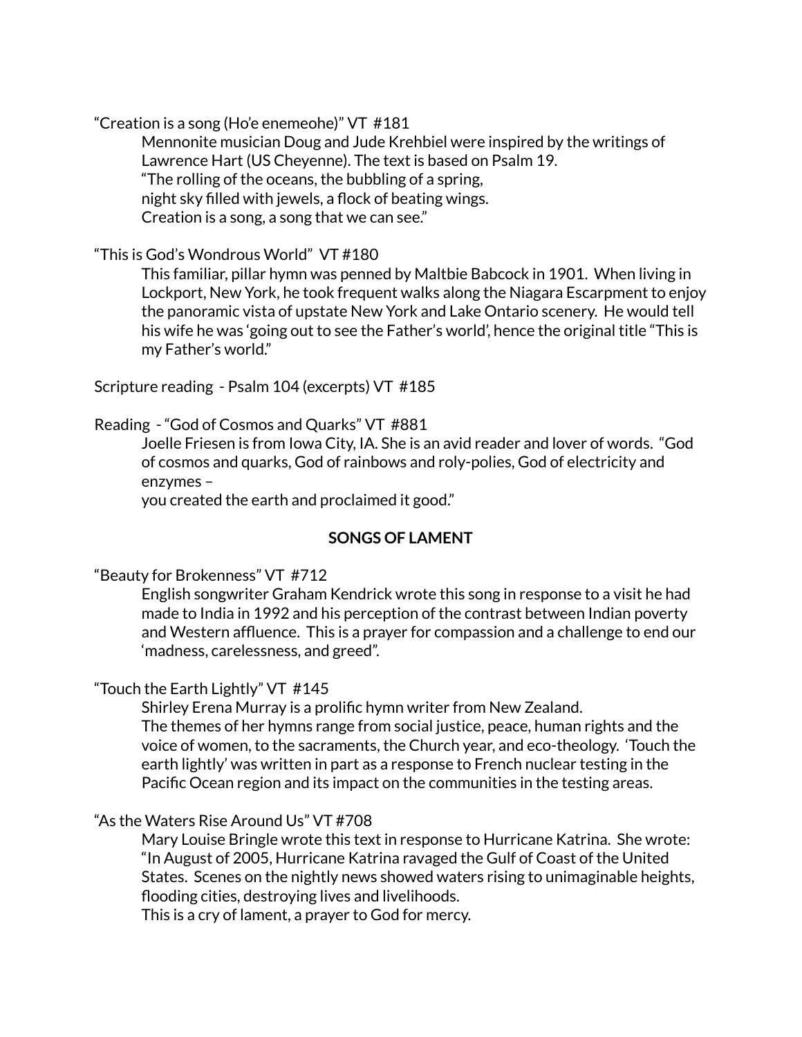"Creation is a song (Ho'e enemeohe)" VT #181

Mennonite musician Doug and Jude Krehbiel were inspired by the writings of Lawrence Hart (US Cheyenne). The text is based on Psalm 19.
"The rolling of the oceans, the bubbling of a spring,
night sky filled with jewels, a flock of beating wings.
Creation is a song, a song that we can see."

"This is God's Wondrous World" VT #180

This familiar, pillar hymn was penned by Maltbie Babcock in 1901. When living in Lockport, New York, he took frequent walks along the Niagara Escarpment to enjoy the panoramic vista of upstate New York and Lake Ontario scenery. He would tell his wife he was 'going out to see the Father's world', hence the original title "This is my Father's world."

Scripture reading - Psalm 104 (excerpts) VT #185

Reading - "God of Cosmos and Quarks" VT #881

Joelle Friesen is from Iowa City, IA. She is an avid reader and lover of words. "God of cosmos and quarks, God of rainbows and roly-polies, God of electricity and enzymes –
you created the earth and proclaimed it good."

**SONGS OF LAMENT**

"Beauty for Brokenness" VT #712

English songwriter Graham Kendrick wrote this song in response to a visit he had made to India in 1992 and his perception of the contrast between Indian poverty and Western affluence. This is a prayer for compassion and a challenge to end our 'madness, carelessness, and greed".

"Touch the Earth Lightly" VT #145

Shirley Erena Murray is a prolific hymn writer from New Zealand.
The themes of her hymns range from social justice, peace, human rights and the voice of women, to the sacraments, the Church year, and eco-theology. 'Touch the earth lightly' was written in part as a response to French nuclear testing in the Pacific Ocean region and its impact on the communities in the testing areas.

"As the Waters Rise Around Us" VT #708

Mary Louise Bringle wrote this text in response to Hurricane Katrina. She wrote: "In August of 2005, Hurricane Katrina ravaged the Gulf of Coast of the United States. Scenes on the nightly news showed waters rising to unimaginable heights, flooding cities, destroying lives and livelihoods.
This is a cry of lament, a prayer to God for mercy.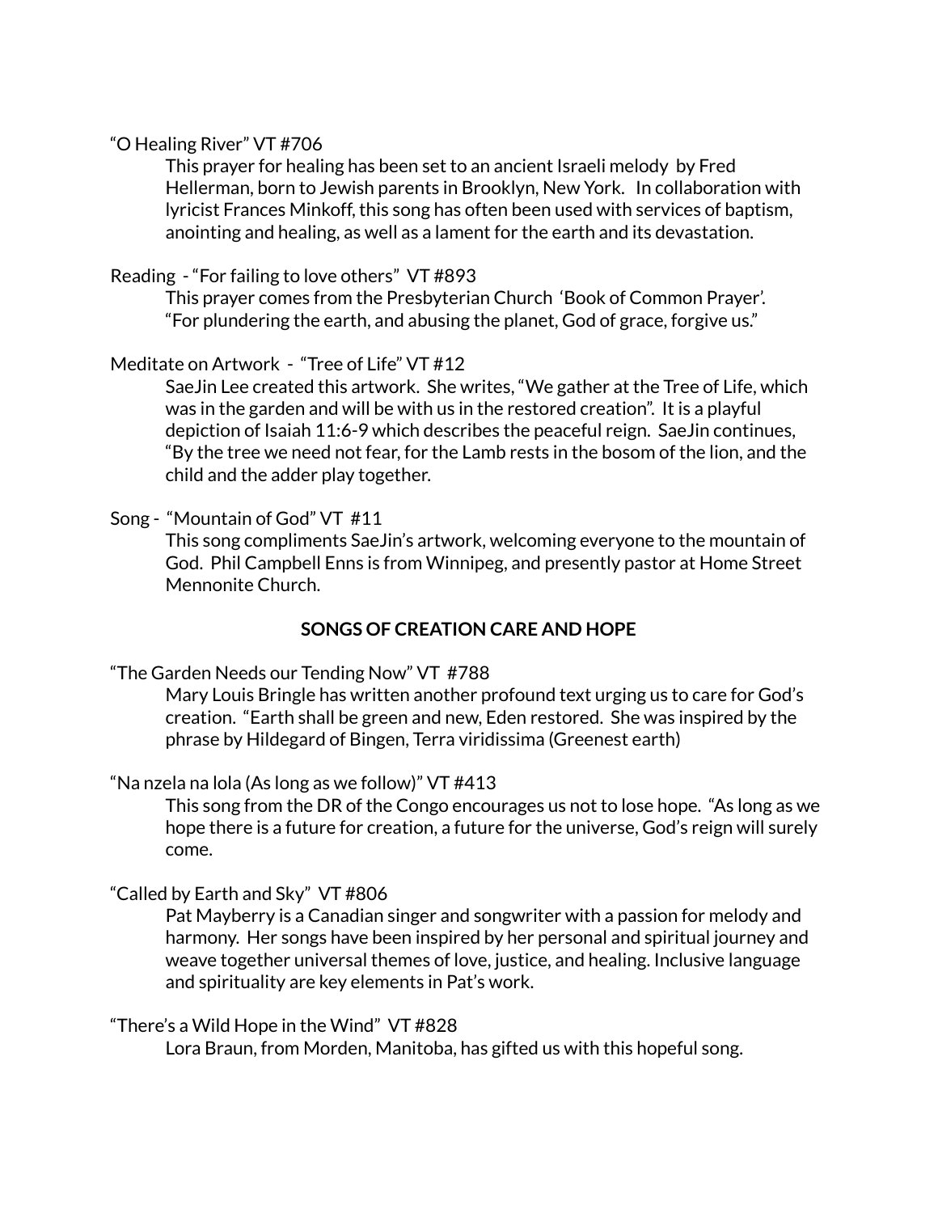"O Healing River" VT #706

This prayer for healing has been set to an ancient Israeli melody by Fred Hellerman, born to Jewish parents in Brooklyn, New York. In collaboration with lyricist Frances Minkoff, this song has often been used with services of baptism, anointing and healing, as well as a lament for the earth and its devastation.

Reading - "For failing to love others" VT #893

This prayer comes from the Presbyterian Church 'Book of Common Prayer'. "For plundering the earth, and abusing the planet, God of grace, forgive us."

Meditate on Artwork - "Tree of Life" VT #12

SaeJin Lee created this artwork. She writes, "We gather at the Tree of Life, which was in the garden and will be with us in the restored creation". It is a playful depiction of Isaiah 11:6-9 which describes the peaceful reign. SaeJin continues, "By the tree we need not fear, for the Lamb rests in the bosom of the lion, and the child and the adder play together.

Song - "Mountain of God" VT #11

This song compliments SaeJin's artwork, welcoming everyone to the mountain of God. Phil Campbell Enns is from Winnipeg, and presently pastor at Home Street Mennonite Church.

**SONGS OF CREATION CARE AND HOPE**

"The Garden Needs our Tending Now" VT #788

Mary Louis Bringle has written another profound text urging us to care for God's creation. "Earth shall be green and new, Eden restored. She was inspired by the phrase by Hildegard of Bingen, Terra viridissima (Greenest earth)

"Na nzela na lola (As long as we follow)" VT #413

This song from the DR of the Congo encourages us not to lose hope. "As long as we hope there is a future for creation, a future for the universe, God's reign will surely come.

"Called by Earth and Sky" VT #806

Pat Mayberry is a Canadian singer and songwriter with a passion for melody and harmony. Her songs have been inspired by her personal and spiritual journey and weave together universal themes of love, justice, and healing. Inclusive language and spirituality are key elements in Pat's work.

"There's a Wild Hope in the Wind" VT #828

Lora Braun, from Morden, Manitoba, has gifted us with this hopeful song.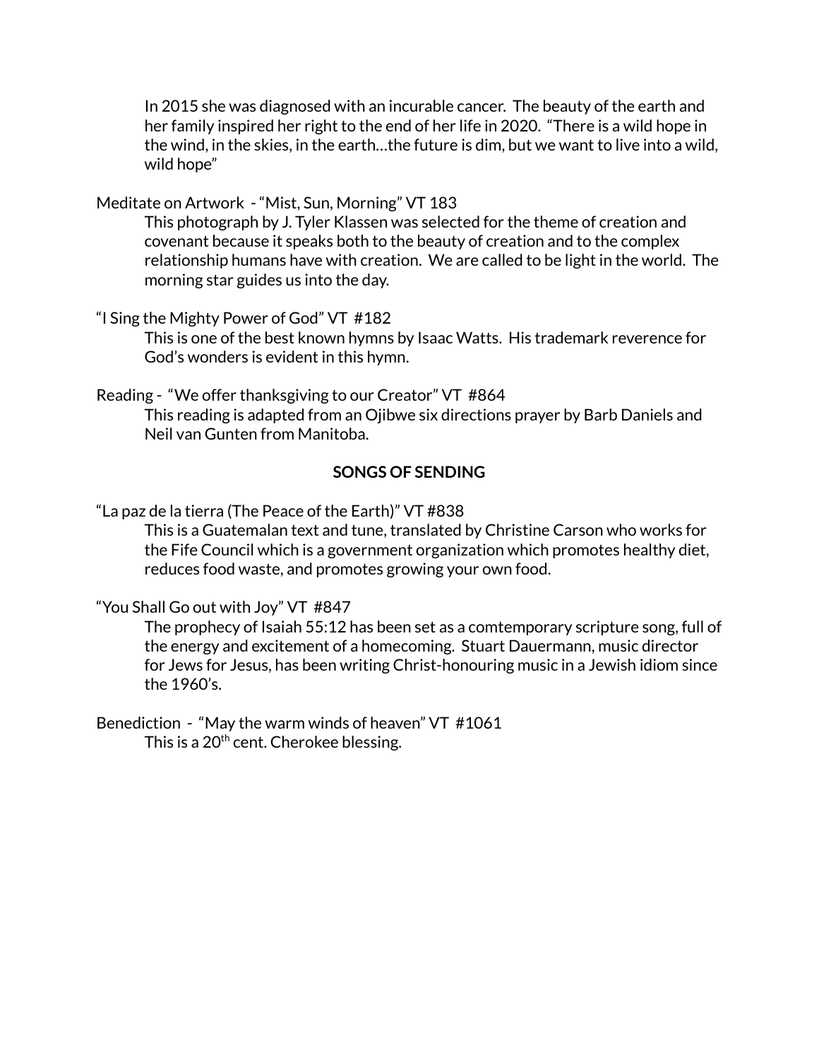In 2015 she was diagnosed with an incurable cancer. The beauty of the earth and her family inspired her right to the end of her life in 2020. "There is a wild hope in the wind, in the skies, in the earth…the future is dim, but we want to live into a wild, wild hope"

Meditate on Artwork - "Mist, Sun, Morning" VT 183

This photograph by J. Tyler Klassen was selected for the theme of creation and covenant because it speaks both to the beauty of creation and to the complex relationship humans have with creation. We are called to be light in the world. The morning star guides us into the day.

"I Sing the Mighty Power of God" VT #182

This is one of the best known hymns by Isaac Watts. His trademark reverence for God's wonders is evident in this hymn.

Reading - "We offer thanksgiving to our Creator" VT #864

This reading is adapted from an Ojibwe six directions prayer by Barb Daniels and Neil van Gunten from Manitoba.

**SONGS OF SENDING**

"La paz de la tierra (The Peace of the Earth)" VT #838

This is a Guatemalan text and tune, translated by Christine Carson who works for the Fife Council which is a government organization which promotes healthy diet, reduces food waste, and promotes growing your own food.

"You Shall Go out with Joy" VT #847

The prophecy of Isaiah 55:12 has been set as a comtemporary scripture song, full of the energy and excitement of a homecoming. Stuart Dauermann, music director for Jews for Jesus, has been writing Christ-honouring music in a Jewish idiom since the 1960's.

Benediction - "May the warm winds of heaven" VT #1061

This is a 20th cent. Cherokee blessing.